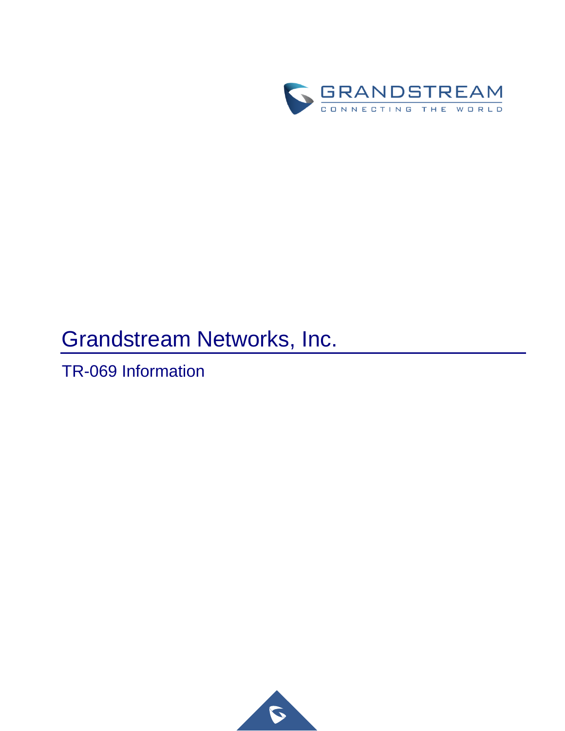# Grandstream Networks, Inc.

## TR-069 Information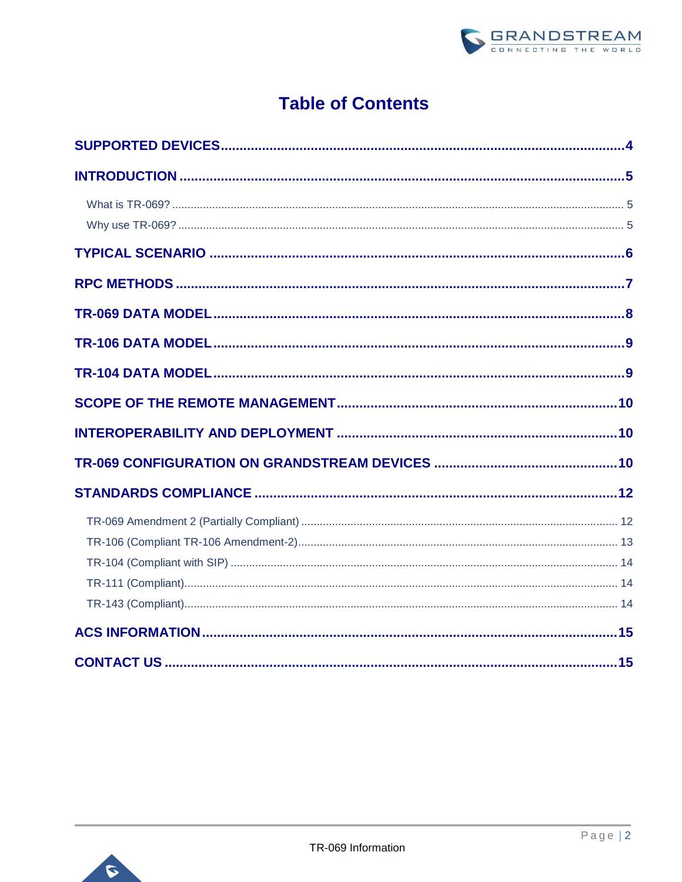# Table of Contents

**SUPPORTED DEVICES** .......... 4

**INTRODUCTION** .......... 5

- What is TR-069? .......... 5
- Why use TR-069? .......... 5

**TYPICAL SCENARIO** .......... 6

**RPC METHODS** .......... 7

**TR-069 DATA MODEL** .......... 8

**TR-106 DATA MODEL** .......... 9

**TR-104 DATA MODEL** .......... 9

**SCOPE OF THE REMOTE MANAGEMENT** .......... 10

**INTEROPERABILITY AND DEPLOYMENT** .......... 10

**TR-069 CONFIGURATION ON GRANDSTREAM DEVICES** .......... 10

**STANDARDS COMPLIANCE** .......... 12

- TR-069 Amendment 2 (Partially Compliant) .......... 12
- TR-106 (Compliant TR-106 Amendment-2) .......... 13
- TR-104 (Compliant with SIP) .......... 14
- TR-111 (Compliant) .......... 14
- TR-143 (Compliant) .......... 14

**ACS INFORMATION** .......... 15

**CONTACT US** .......... 15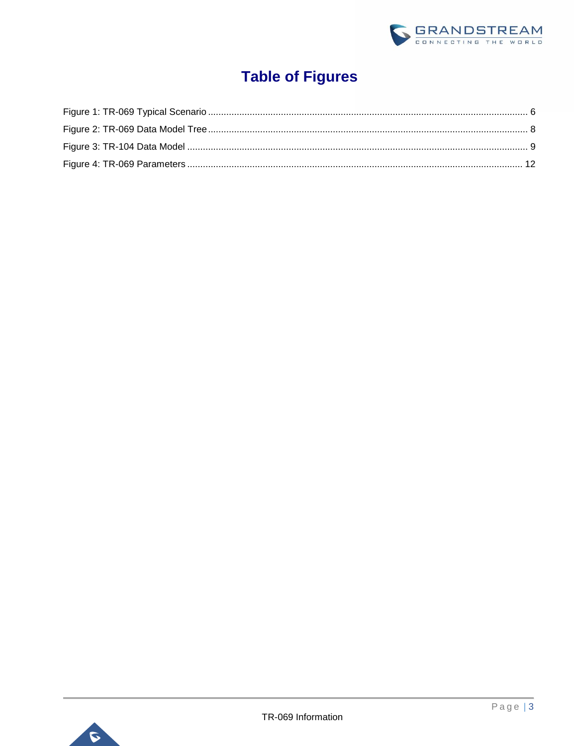# Table of Figures

Figure 1: TR-069 Typical Scenario ........................................................................................................................ 6

Figure 2: TR-069 Data Model Tree ........................................................................................................................ 8

Figure 3: TR-104 Data Model ................................................................................................................................ 9

Figure 4: TR-069 Parameters .............................................................................................................................. 12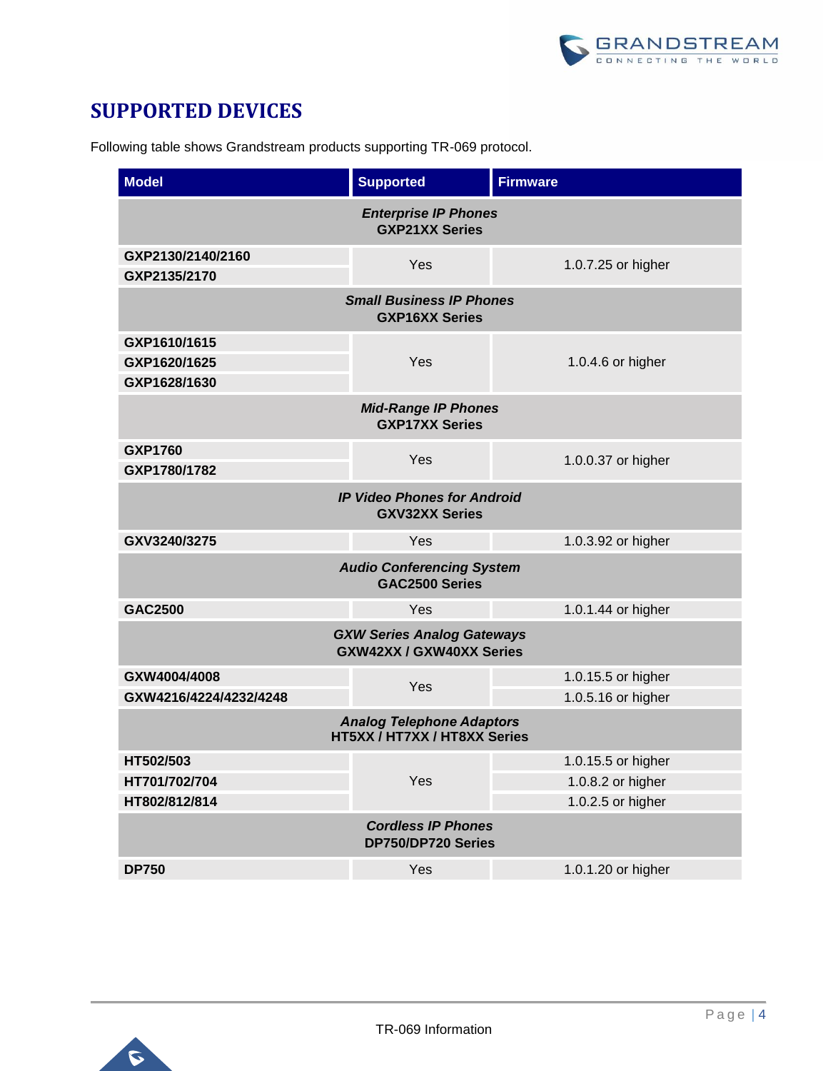# SUPPORTED DEVICES

Following table shows Grandstream products supporting TR-069 protocol.

| Model | Supported | Firmware |
|---|---|---|
| ***Enterprise IP Phones*** **GXP21XX Series** | | |
| **GXP2130/2140/2160** | Yes | 1.0.7.25 or higher |
| **GXP2135/2170** | | |
| ***Small Business IP Phones*** **GXP16XX Series** | | |
| **GXP1610/1615** | Yes | 1.0.4.6 or higher |
| **GXP1620/1625** | | |
| **GXP1628/1630** | | |
| ***Mid-Range IP Phones*** **GXP17XX Series** | | |
| **GXP1760** | Yes | 1.0.0.37 or higher |
| **GXP1780/1782** | | |
| ***IP Video Phones for Android*** **GXV32XX Series** | | |
| **GXV3240/3275** | Yes | 1.0.3.92 or higher |
| ***Audio Conferencing System*** **GAC2500 Series** | | |
| **GAC2500** | Yes | 1.0.1.44 or higher |
| ***GXW Series Analog Gateways*** **GXW42XX / GXW40XX Series** | | |
| **GXW4004/4008** | Yes | 1.0.15.5 or higher |
| **GXW4216/4224/4232/4248** | | 1.0.5.16 or higher |
| ***Analog Telephone Adaptors*** **HT5XX / HT7XX / HT8XX Series** | | |
| **HT502/503** | Yes | 1.0.15.5 or higher |
| **HT701/702/704** | | 1.0.8.2 or higher |
| **HT802/812/814** | | 1.0.2.5 or higher |
| ***Cordless IP Phones*** **DP750/DP720 Series** | | |
| **DP750** | Yes | 1.0.1.20 or higher |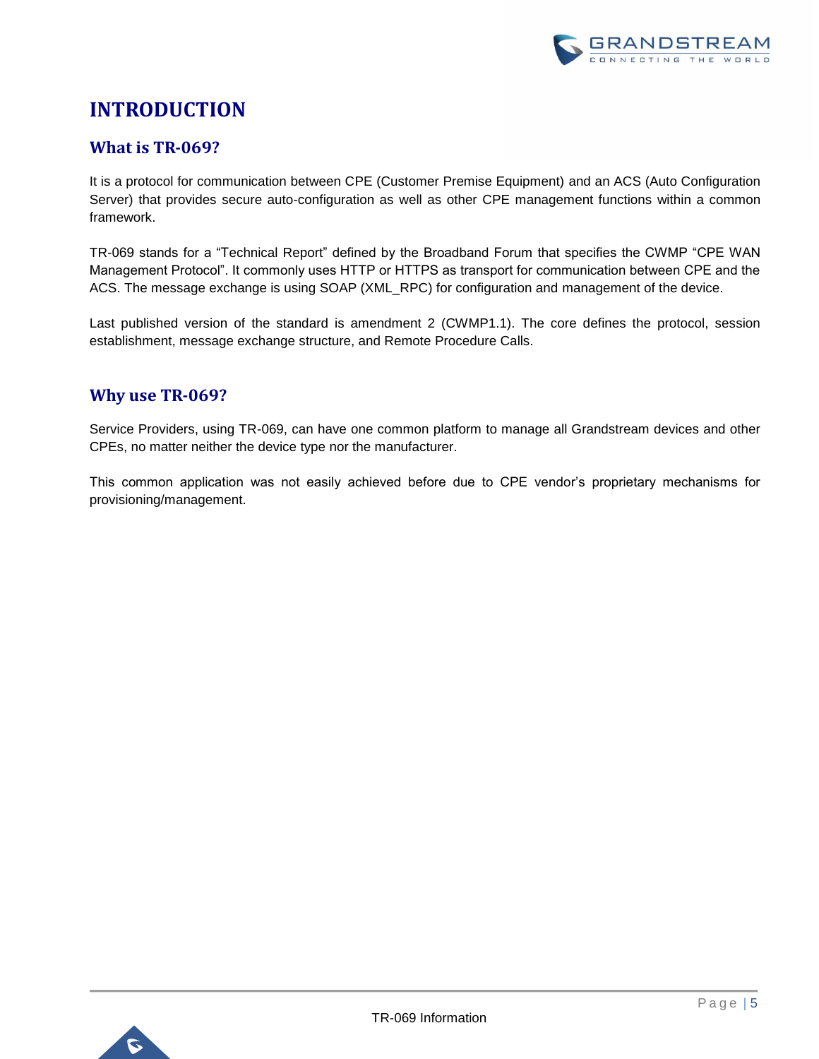# INTRODUCTION

## What is TR-069?

It is a protocol for communication between CPE (Customer Premise Equipment) and an ACS (Auto Configuration Server) that provides secure auto-configuration as well as other CPE management functions within a common framework.

TR-069 stands for a “Technical Report” defined by the Broadband Forum that specifies the CWMP “CPE WAN Management Protocol”. It commonly uses HTTP or HTTPS as transport for communication between CPE and the ACS. The message exchange is using SOAP (XML_RPC) for configuration and management of the device.

Last published version of the standard is amendment 2 (CWMP1.1). The core defines the protocol, session establishment, message exchange structure, and Remote Procedure Calls.

## Why use TR-069?

Service Providers, using TR-069, can have one common platform to manage all Grandstream devices and other CPEs, no matter neither the device type nor the manufacturer.

This common application was not easily achieved before due to CPE vendor’s proprietary mechanisms for provisioning/management.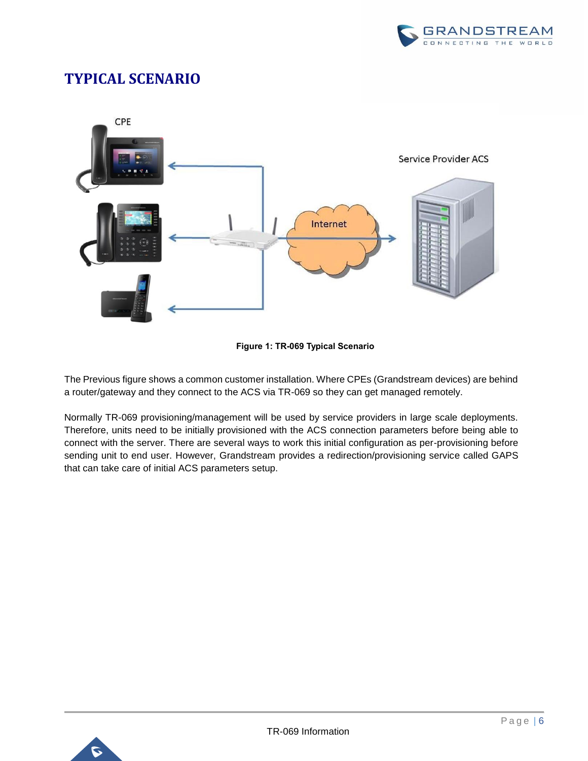# TYPICAL SCENARIO

Figure 1: TR-069 Typical Scenario

The Previous figure shows a common customer installation. Where CPEs (Grandstream devices) are behind a router/gateway and they connect to the ACS via TR-069 so they can get managed remotely.

Normally TR-069 provisioning/management will be used by service providers in large scale deployments. Therefore, units need to be initially provisioned with the ACS connection parameters before being able to connect with the server. There are several ways to work this initial configuration as per-provisioning before sending unit to end user. However, Grandstream provides a redirection/provisioning service called GAPS that can take care of initial ACS parameters setup.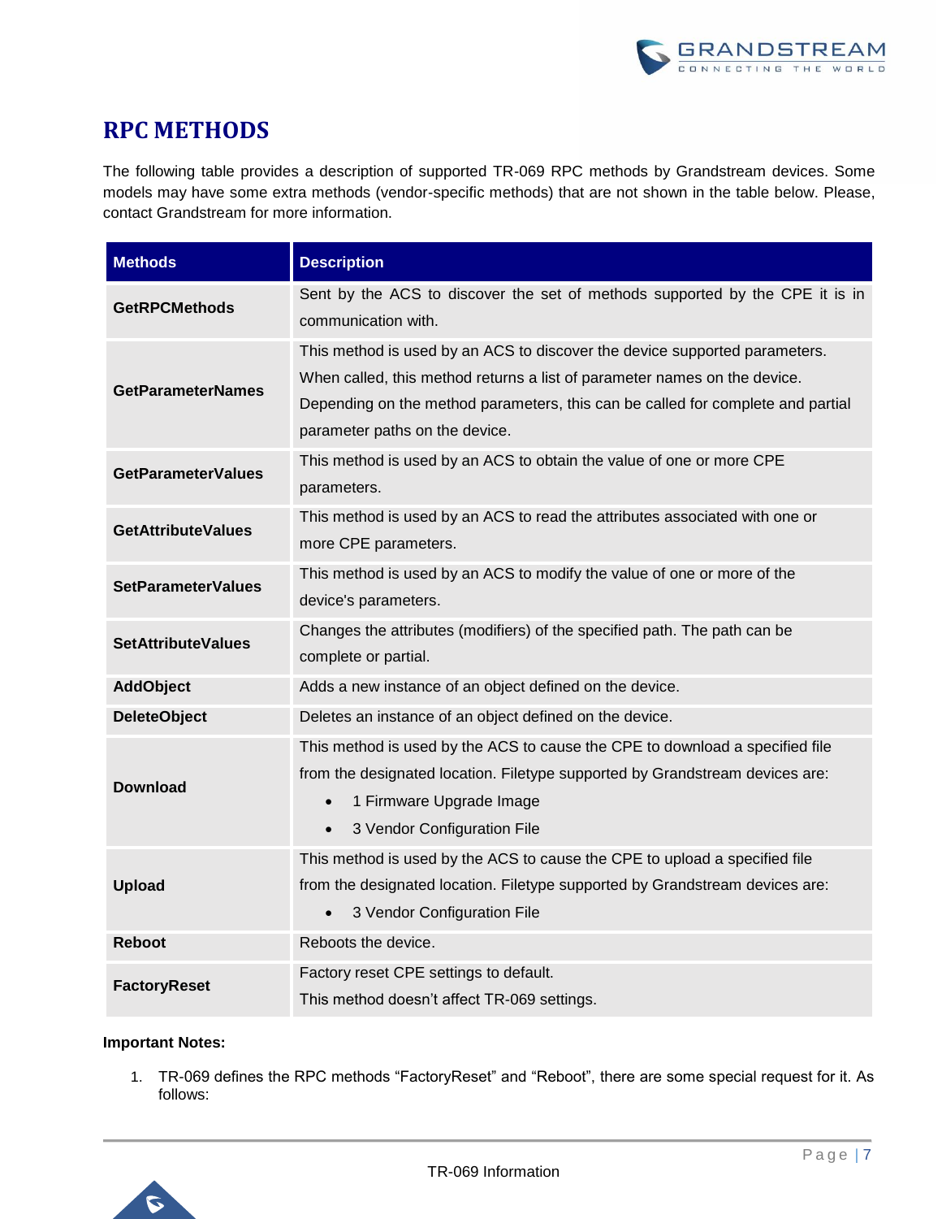# RPC METHODS

The following table provides a description of supported TR-069 RPC methods by Grandstream devices. Some models may have some extra methods (vendor-specific methods) that are not shown in the table below. Please, contact Grandstream for more information.

| Methods | Description |
|---|---|
| **GetRPCMethods** | Sent by the ACS to discover the set of methods supported by the CPE it is in communication with. |
| **GetParameterNames** | This method is used by an ACS to discover the device supported parameters. When called, this method returns a list of parameter names on the device. Depending on the method parameters, this can be called for complete and partial parameter paths on the device. |
| **GetParameterValues** | This method is used by an ACS to obtain the value of one or more CPE parameters. |
| **GetAttributeValues** | This method is used by an ACS to read the attributes associated with one or more CPE parameters. |
| **SetParameterValues** | This method is used by an ACS to modify the value of one or more of the device's parameters. |
| **SetAttributeValues** | Changes the attributes (modifiers) of the specified path. The path can be complete or partial. |
| **AddObject** | Adds a new instance of an object defined on the device. |
| **DeleteObject** | Deletes an instance of an object defined on the device. |
| **Download** | This method is used by the ACS to cause the CPE to download a specified file from the designated location. Filetype supported by Grandstream devices are: <br>• 1 Firmware Upgrade Image <br>• 3 Vendor Configuration File |
| **Upload** | This method is used by the ACS to cause the CPE to upload a specified file from the designated location. Filetype supported by Grandstream devices are: <br>• 3 Vendor Configuration File |
| **Reboot** | Reboots the device. |
| **FactoryReset** | Factory reset CPE settings to default. <br>This method doesn't affect TR-069 settings. |

**Important Notes:**

1. TR-069 defines the RPC methods "FactoryReset" and "Reboot", there are some special request for it. As follows: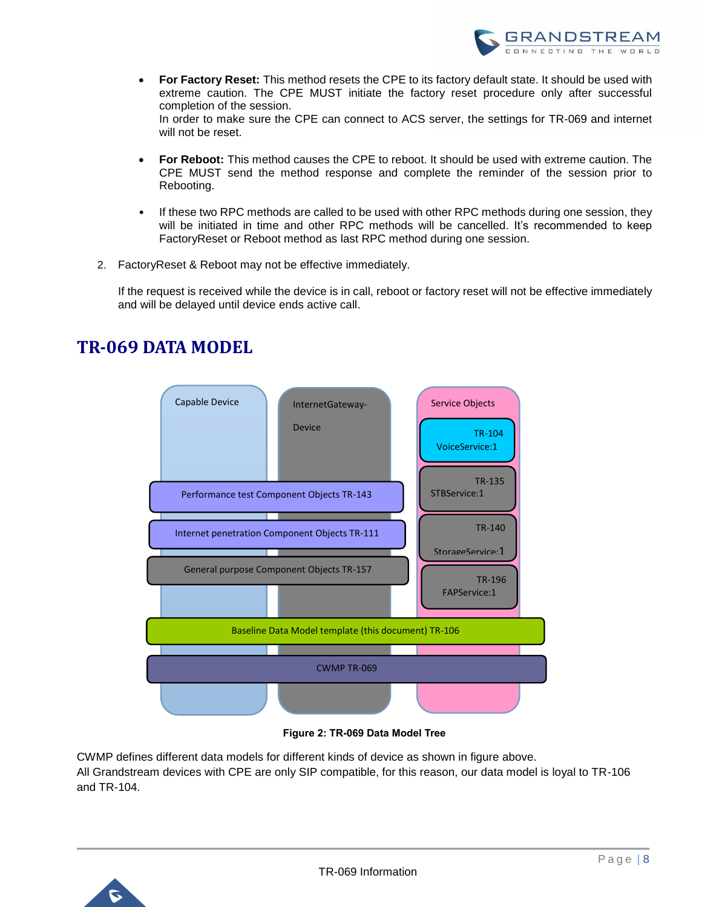- **For Factory Reset:** This method resets the CPE to its factory default state. It should be used with extreme caution. The CPE MUST initiate the factory reset procedure only after successful completion of the session.
  In order to make sure the CPE can connect to ACS server, the settings for TR-069 and internet will not be reset.

- **For Reboot:** This method causes the CPE to reboot. It should be used with extreme caution. The CPE MUST send the method response and complete the reminder of the session prior to Rebooting.

- If these two RPC methods are called to be used with other RPC methods during one session, they will be initiated in time and other RPC methods will be cancelled. It's recommended to keep FactoryReset or Reboot method as last RPC method during one session.

2. FactoryReset & Reboot may not be effective immediately.

   If the request is received while the device is in call, reboot or factory reset will not be effective immediately and will be delayed until device ends active call.

# TR-069 DATA MODEL

**Figure 2: TR-069 Data Model Tree**

CWMP defines different data models for different kinds of device as shown in figure above.
All Grandstream devices with CPE are only SIP compatible, for this reason, our data model is loyal to TR-106 and TR-104.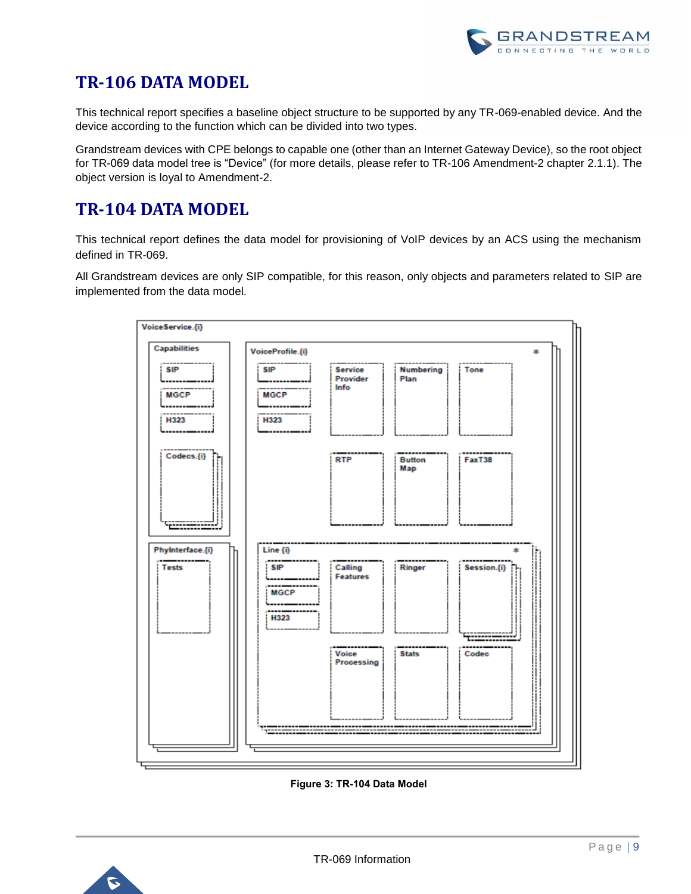# TR-106 DATA MODEL

This technical report specifies a baseline object structure to be supported by any TR-069-enabled device. And the device according to the function which can be divided into two types.

Grandstream devices with CPE belongs to capable one (other than an Internet Gateway Device), so the root object for TR-069 data model tree is “Device” (for more details, please refer to TR-106 Amendment-2 chapter 2.1.1). The object version is loyal to Amendment-2.

# TR-104 DATA MODEL

This technical report defines the data model for provisioning of VoIP devices by an ACS using the mechanism defined in TR-069.

All Grandstream devices are only SIP compatible, for this reason, only objects and parameters related to SIP are implemented from the data model.

**Figure 3: TR-104 Data Model**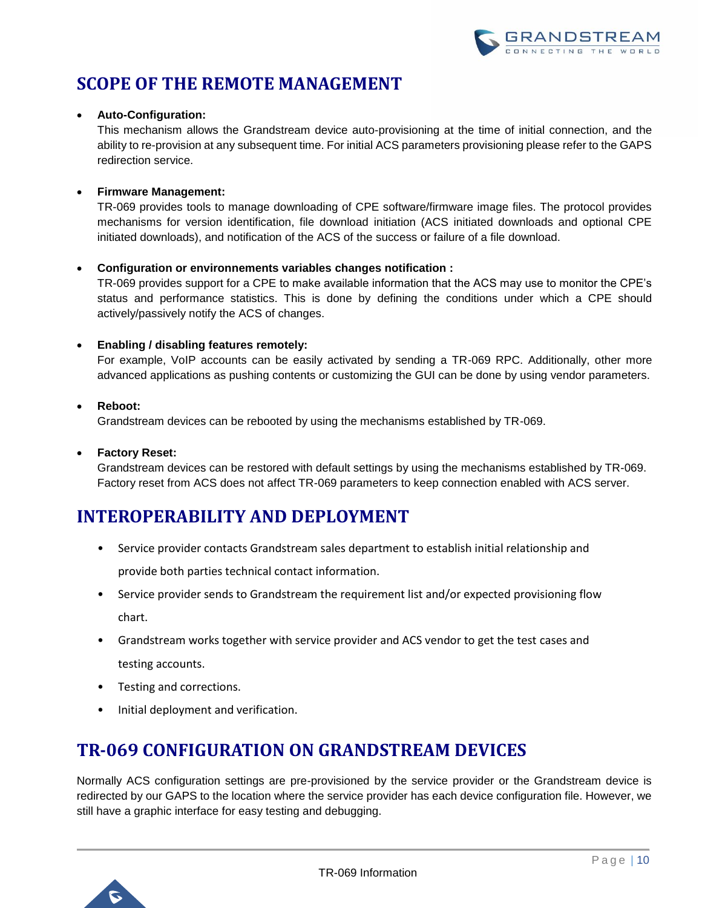# SCOPE OF THE REMOTE MANAGEMENT

- **Auto-Configuration:**
  This mechanism allows the Grandstream device auto-provisioning at the time of initial connection, and the ability to re-provision at any subsequent time. For initial ACS parameters provisioning please refer to the GAPS redirection service.

- **Firmware Management:**
  TR-069 provides tools to manage downloading of CPE software/firmware image files. The protocol provides mechanisms for version identification, file download initiation (ACS initiated downloads and optional CPE initiated downloads), and notification of the ACS of the success or failure of a file download.

- **Configuration or environnements variables changes notification :**
  TR-069 provides support for a CPE to make available information that the ACS may use to monitor the CPE's status and performance statistics. This is done by defining the conditions under which a CPE should actively/passively notify the ACS of changes.

- **Enabling / disabling features remotely:**
  For example, VoIP accounts can be easily activated by sending a TR-069 RPC. Additionally, other more advanced applications as pushing contents or customizing the GUI can be done by using vendor parameters.

- **Reboot:**
  Grandstream devices can be rebooted by using the mechanisms established by TR-069.

- **Factory Reset:**
  Grandstream devices can be restored with default settings by using the mechanisms established by TR-069. Factory reset from ACS does not affect TR-069 parameters to keep connection enabled with ACS server.

# INTEROPERABILITY AND DEPLOYMENT

- Service provider contacts Grandstream sales department to establish initial relationship and provide both parties technical contact information.
- Service provider sends to Grandstream the requirement list and/or expected provisioning flow chart.
- Grandstream works together with service provider and ACS vendor to get the test cases and testing accounts.
- Testing and corrections.
- Initial deployment and verification.

# TR-069 CONFIGURATION ON GRANDSTREAM DEVICES

Normally ACS configuration settings are pre-provisioned by the service provider or the Grandstream device is redirected by our GAPS to the location where the service provider has each device configuration file. However, we still have a graphic interface for easy testing and debugging.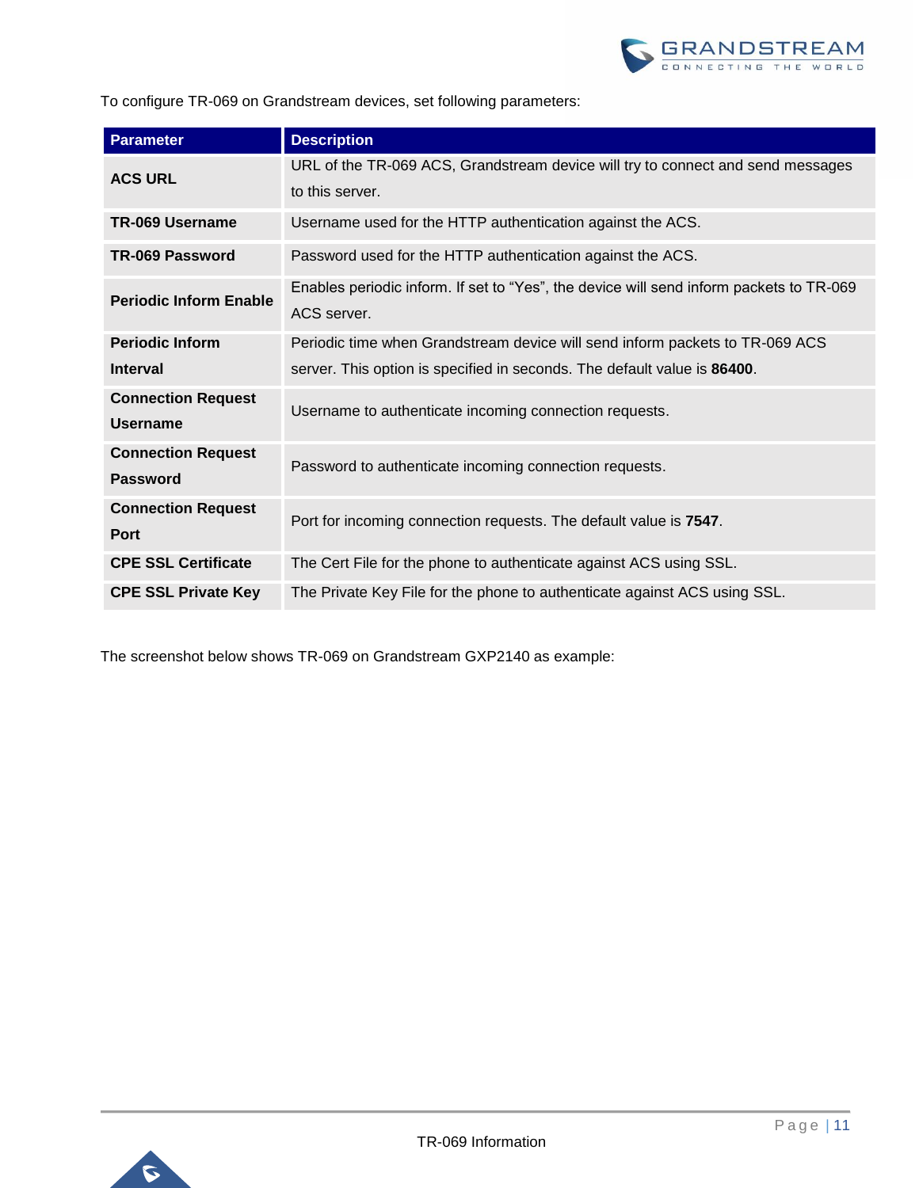To configure TR-069 on Grandstream devices, set following parameters:

| Parameter | Description |
| --- | --- |
| **ACS URL** | URL of the TR-069 ACS, Grandstream device will try to connect and send messages to this server. |
| **TR-069 Username** | Username used for the HTTP authentication against the ACS. |
| **TR-069 Password** | Password used for the HTTP authentication against the ACS. |
| **Periodic Inform Enable** | Enables periodic inform. If set to “Yes”, the device will send inform packets to TR-069 ACS server. |
| **Periodic Inform Interval** | Periodic time when Grandstream device will send inform packets to TR-069 ACS server. This option is specified in seconds. The default value is **86400**. |
| **Connection Request Username** | Username to authenticate incoming connection requests. |
| **Connection Request Password** | Password to authenticate incoming connection requests. |
| **Connection Request Port** | Port for incoming connection requests. The default value is **7547**. |
| **CPE SSL Certificate** | The Cert File for the phone to authenticate against ACS using SSL. |
| **CPE SSL Private Key** | The Private Key File for the phone to authenticate against ACS using SSL. |

The screenshot below shows TR-069 on Grandstream GXP2140 as example: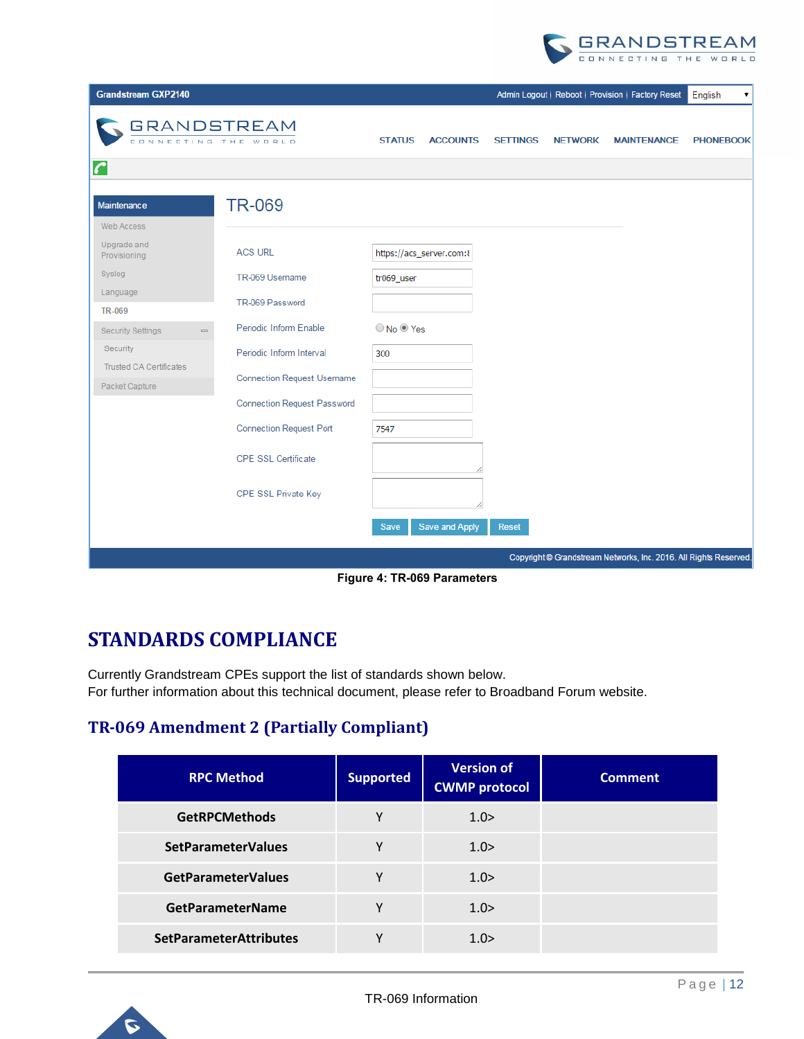Figure 4: TR-069 Parameters

# STANDARDS COMPLIANCE

Currently Grandstream CPEs support the list of standards shown below.
For further information about this technical document, please refer to Broadband Forum website.

## TR-069 Amendment 2 (Partially Compliant)

| RPC Method | Supported | Version of CWMP protocol | Comment |
|---|---|---|---|
| GetRPCMethods | Y | 1.0> | |
| SetParameterValues | Y | 1.0> | |
| GetParameterValues | Y | 1.0> | |
| GetParameterName | Y | 1.0> | |
| SetParameterAttributes | Y | 1.0> | |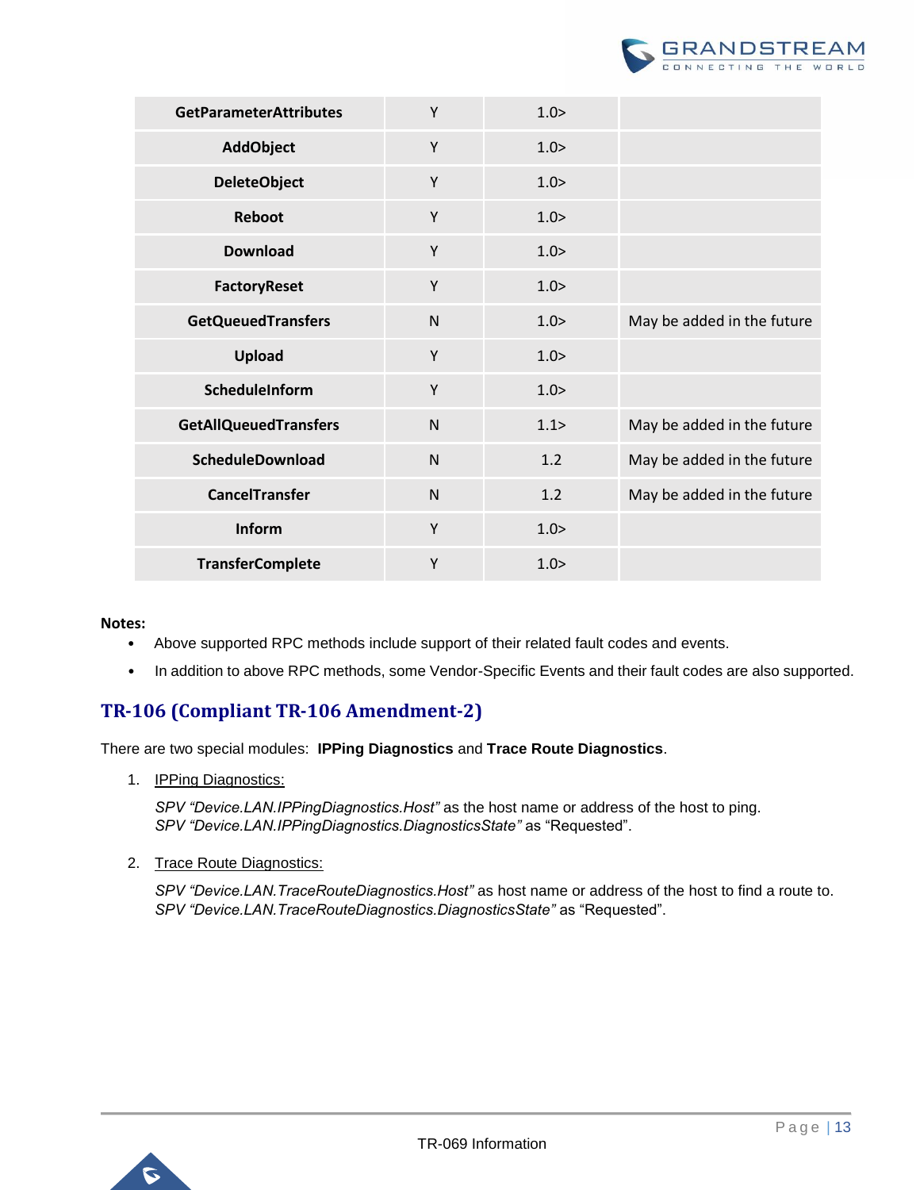| GetParameterAttributes | Y | 1.0> | |
|---|---|---|---|
| AddObject | Y | 1.0> | |
| DeleteObject | Y | 1.0> | |
| Reboot | Y | 1.0> | |
| Download | Y | 1.0> | |
| FactoryReset | Y | 1.0> | |
| GetQueuedTransfers | N | 1.0> | May be added in the future |
| Upload | Y | 1.0> | |
| ScheduleInform | Y | 1.0> | |
| GetAllQueuedTransfers | N | 1.1> | May be added in the future |
| ScheduleDownload | N | 1.2 | May be added in the future |
| CancelTransfer | N | 1.2 | May be added in the future |
| Inform | Y | 1.0> | |
| TransferComplete | Y | 1.0> | |

**Notes:**

- Above supported RPC methods include support of their related fault codes and events.
- In addition to above RPC methods, some Vendor-Specific Events and their fault codes are also supported.

## TR-106 (Compliant TR-106 Amendment-2)

There are two special modules: **IPPing Diagnostics** and **Trace Route Diagnostics**.

1. IPPing Diagnostics:

   *SPV "Device.LAN.IPPingDiagnostics.Host"* as the host name or address of the host to ping.
   *SPV "Device.LAN.IPPingDiagnostics.DiagnosticsState"* as "Requested".

2. Trace Route Diagnostics:

   *SPV "Device.LAN.TraceRouteDiagnostics.Host"* as host name or address of the host to find a route to.
   *SPV "Device.LAN.TraceRouteDiagnostics.DiagnosticsState"* as "Requested".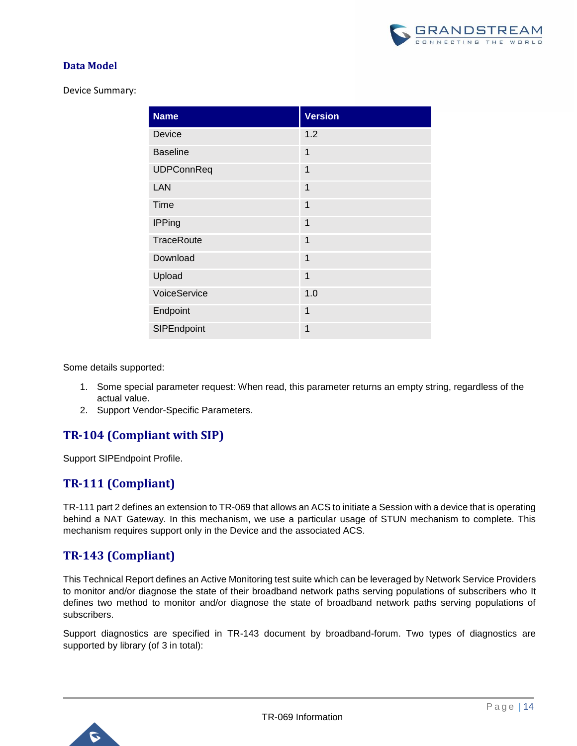## Data Model

Device Summary:

| Name | Version |
|---|---|
| Device | 1.2 |
| Baseline | 1 |
| UDPConnReq | 1 |
| LAN | 1 |
| Time | 1 |
| IPPing | 1 |
| TraceRoute | 1 |
| Download | 1 |
| Upload | 1 |
| VoiceService | 1.0 |
| Endpoint | 1 |
| SIPEndpoint | 1 |

Some details supported:

1. Some special parameter request: When read, this parameter returns an empty string, regardless of the actual value.
2. Support Vendor-Specific Parameters.

## TR-104 (Compliant with SIP)

Support SIPEndpoint Profile.

## TR-111 (Compliant)

TR-111 part 2 defines an extension to TR-069 that allows an ACS to initiate a Session with a device that is operating behind a NAT Gateway. In this mechanism, we use a particular usage of STUN mechanism to complete. This mechanism requires support only in the Device and the associated ACS.

## TR-143 (Compliant)

This Technical Report defines an Active Monitoring test suite which can be leveraged by Network Service Providers to monitor and/or diagnose the state of their broadband network paths serving populations of subscribers who It defines two method to monitor and/or diagnose the state of broadband network paths serving populations of subscribers.

Support diagnostics are specified in TR-143 document by broadband-forum. Two types of diagnostics are supported by library (of 3 in total):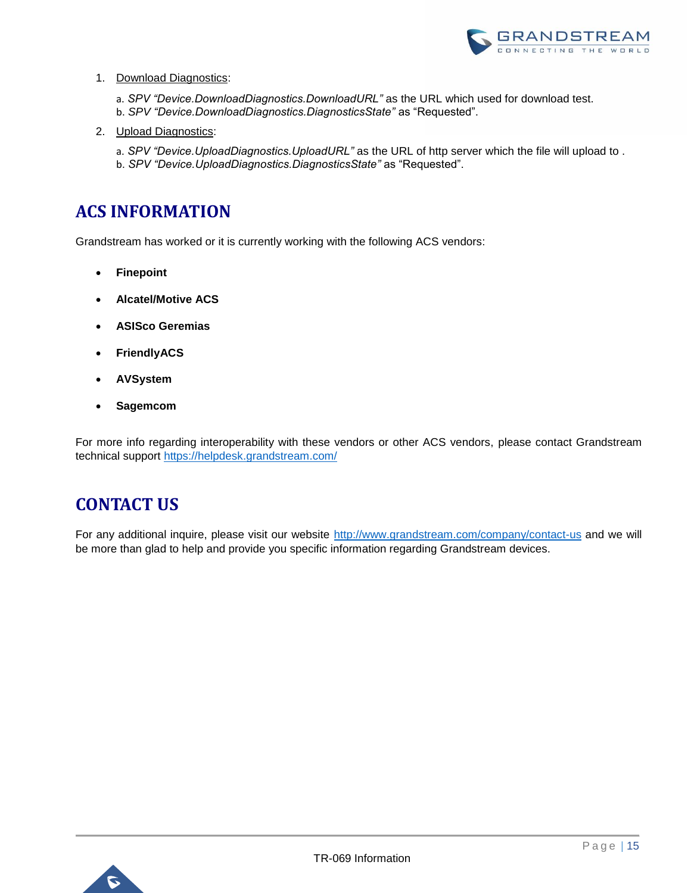1. Download Diagnostics:

   a. *SPV “Device.DownloadDiagnostics.DownloadURL”* as the URL which used for download test.
   b. *SPV “Device.DownloadDiagnostics.DiagnosticsState”* as “Requested”.

2. Upload Diagnostics:

   a. *SPV “Device.UploadDiagnostics.UploadURL”* as the URL of http server which the file will upload to .
   b. *SPV “Device.UploadDiagnostics.DiagnosticsState”* as “Requested”.

# ACS INFORMATION

Grandstream has worked or it is currently working with the following ACS vendors:

- **Finepoint**
- **Alcatel/Motive ACS**
- **ASISco Geremias**
- **FriendlyACS**
- **AVSystem**
- **Sagemcom**

For more info regarding interoperability with these vendors or other ACS vendors, please contact Grandstream technical support https://helpdesk.grandstream.com/

# CONTACT US

For any additional inquire, please visit our website http://www.grandstream.com/company/contact-us and we will be more than glad to help and provide you specific information regarding Grandstream devices.